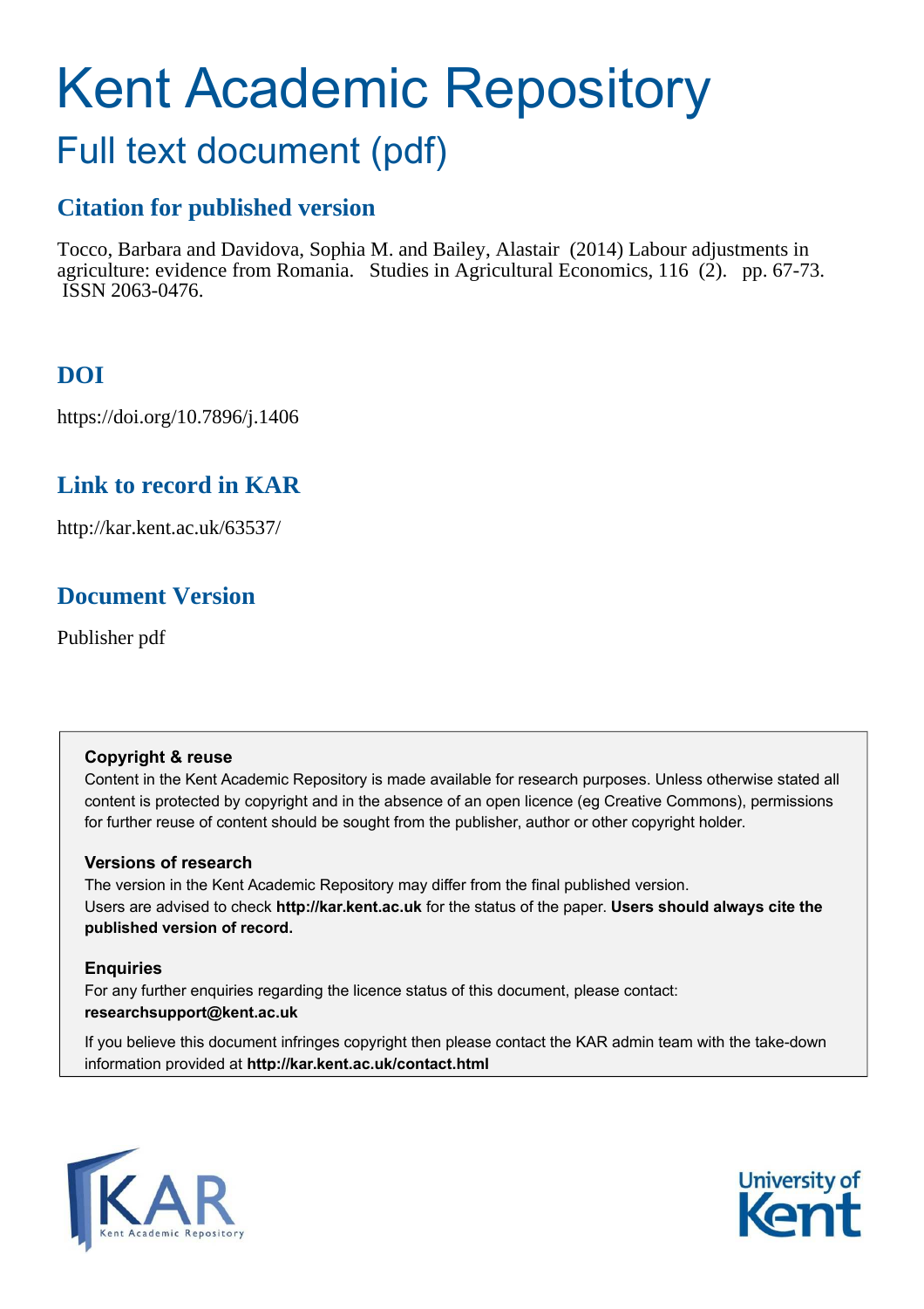# Kent Academic Repository

## Full text document (pdf)

### Citation for published version

Tocco, Barbara and Davidova, Sophia M. and Bailey, Alastair (2014) Labour adjustments in agriculture: evidence from Romania. Studies in Agricultural Economics, 116 (2). pp. 67-73. ISSN 2063-0476.

### DOI

https://doi.org/10.7896/j.1406

### Link to record in KAR

http://kar.kent.ac.uk/63537/

### Document Version

Publisher pdf

**Copyright & reuse**

Content in the Kent Academic Repository is made available for research purposes. Unless otherwise stated all content is protected by copyright and in the absence of an open licence (eg Creative Commons), permissions for further reuse of content should be sought from the publisher, author or other copyright holder.

**Versions of research**

The version in the Kent Academic Repository may differ from the final published version. Users are advised to check **http://kar.kent.ac.uk** for the status of the paper. **Users should always cite the published version of record.**

**Enquiries**

For any further enquiries regarding the licence status of this document, please contact: **researchsupport@kent.ac.uk**

If you believe this document infringes copyright then please contact the KAR admin team with the take-down information provided at **http://kar.kent.ac.uk/contact.html**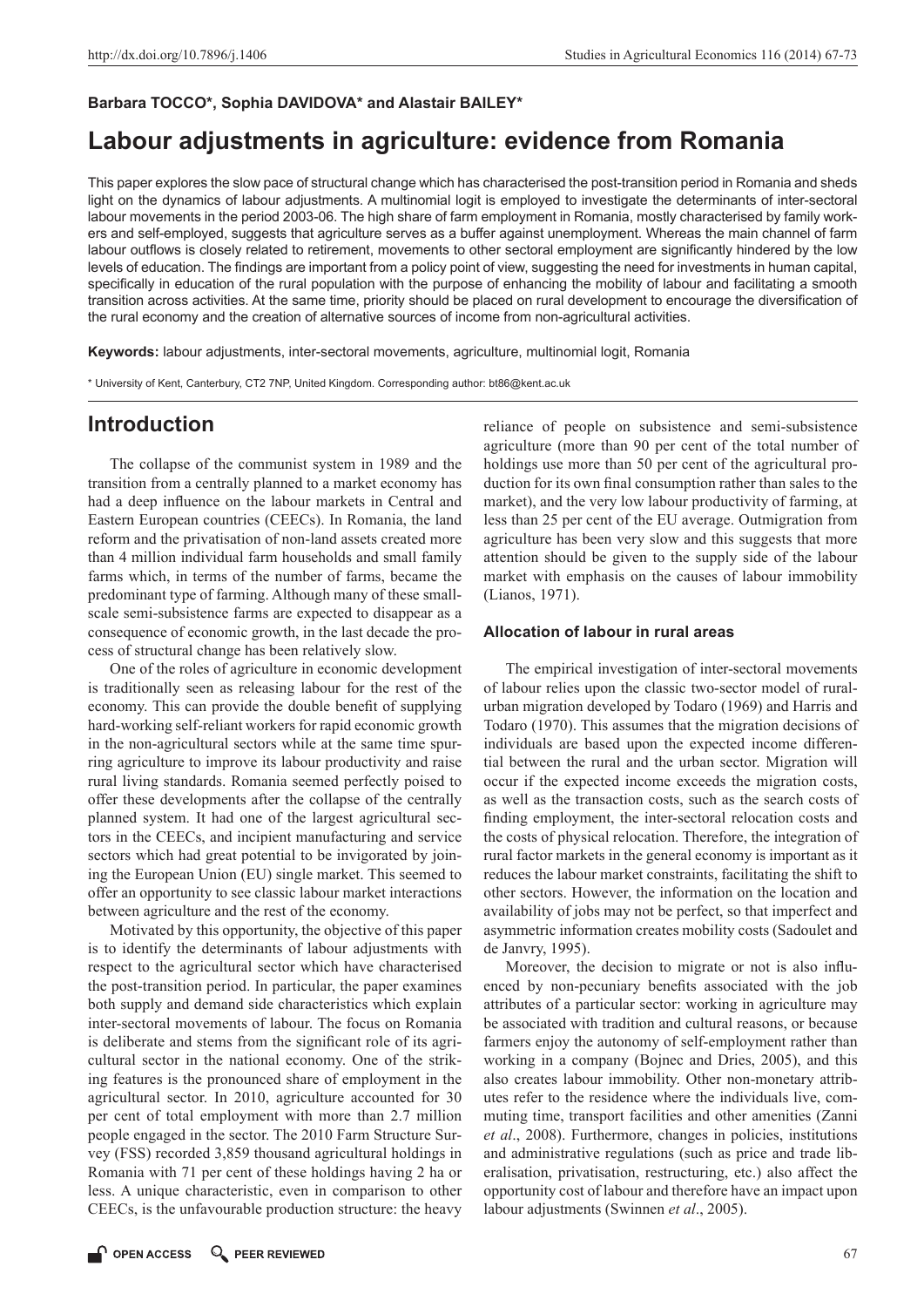**Barbara TOCCO\*, Sophia DAVIDOVA\* and Alastair BAILEY\***

# Labour adjustments in agriculture: evidence from Romania

This paper explores the slow pace of structural change which has characterised the post-transition period in Romania and sheds light on the dynamics of labour adjustments. A multinomial logit is employed to investigate the determinants of inter-sectoral labour movements in the period 2003-06. The high share of farm employment in Romania, mostly characterised by family workers and self-employed, suggests that agriculture serves as a buffer against unemployment. Whereas the main channel of farm labour outflows is closely related to retirement, movements to other sectoral employment are significantly hindered by the low levels of education. The findings are important from a policy point of view, suggesting the need for investments in human capital, specifically in education of the rural population with the purpose of enhancing the mobility of labour and facilitating a smooth transition across activities. At the same time, priority should be placed on rural development to encourage the diversification of the rural economy and the creation of alternative sources of income from non-agricultural activities.

**Keywords:** labour adjustments, inter-sectoral movements, agriculture, multinomial logit, Romania

\* University of Kent, Canterbury, CT2 7NP, United Kingdom. Corresponding author: bt86@kent.ac.uk

## Introduction

The collapse of the communist system in 1989 and the transition from a centrally planned to a market economy has had a deep influence on the labour markets in Central and Eastern European countries (CEECs). In Romania, the land reform and the privatisation of non-land assets created more than 4 million individual farm households and small family farms which, in terms of the number of farms, became the predominant type of farming. Although many of these small-scale semi-subsistence farms are expected to disappear as a consequence of economic growth, in the last decade the process of structural change has been relatively slow.

One of the roles of agriculture in economic development is traditionally seen as releasing labour for the rest of the economy. This can provide the double benefit of supplying hard-working self-reliant workers for rapid economic growth in the non-agricultural sectors while at the same time spurring agriculture to improve its labour productivity and raise rural living standards. Romania seemed perfectly poised to offer these developments after the collapse of the centrally planned system. It had one of the largest agricultural sectors in the CEECs, and incipient manufacturing and service sectors which had great potential to be invigorated by joining the European Union (EU) single market. This seemed to offer an opportunity to see classic labour market interactions between agriculture and the rest of the economy.

Motivated by this opportunity, the objective of this paper is to identify the determinants of labour adjustments with respect to the agricultural sector which have characterised the post-transition period. In particular, the paper examines both supply and demand side characteristics which explain inter-sectoral movements of labour. The focus on Romania is deliberate and stems from the significant role of its agricultural sector in the national economy. One of the striking features is the pronounced share of employment in the agricultural sector. In 2010, agriculture accounted for 30 per cent of total employment with more than 2.7 million people engaged in the sector. The 2010 Farm Structure Survey (FSS) recorded 3,859 thousand agricultural holdings in Romania with 71 per cent of these holdings having 2 ha or less. A unique characteristic, even in comparison to other CEECs, is the unfavourable production structure: the heavy reliance of people on subsistence and semi-subsistence agriculture (more than 90 per cent of the total number of holdings use more than 50 per cent of the agricultural production for its own final consumption rather than sales to the market), and the very low labour productivity of farming, at less than 25 per cent of the EU average. Outmigration from agriculture has been very slow and this suggests that more attention should be given to the supply side of the labour market with emphasis on the causes of labour immobility (Lianos, 1971).

### Allocation of labour in rural areas

The empirical investigation of inter-sectoral movements of labour relies upon the classic two-sector model of rural-urban migration developed by Todaro (1969) and Harris and Todaro (1970). This assumes that the migration decisions of individuals are based upon the expected income differential between the rural and the urban sector. Migration will occur if the expected income exceeds the migration costs, as well as the transaction costs, such as the search costs of finding employment, the inter-sectoral relocation costs and the costs of physical relocation. Therefore, the integration of rural factor markets in the general economy is important as it reduces the labour market constraints, facilitating the shift to other sectors. However, the information on the location and availability of jobs may not be perfect, so that imperfect and asymmetric information creates mobility costs (Sadoulet and de Janvry, 1995).

Moreover, the decision to migrate or not is also influenced by non-pecuniary benefits associated with the job attributes of a particular sector: working in agriculture may be associated with tradition and cultural reasons, or because farmers enjoy the autonomy of self-employment rather than working in a company (Bojnec and Dries, 2005), and this also creates labour immobility. Other non-monetary attributes refer to the residence where the individuals live, commuting time, transport facilities and other amenities (Zanni *et al*., 2008). Furthermore, changes in policies, institutions and administrative regulations (such as price and trade liberalisation, privatisation, restructuring, etc.) also affect the opportunity cost of labour and therefore have an impact upon labour adjustments (Swinnen *et al*., 2005).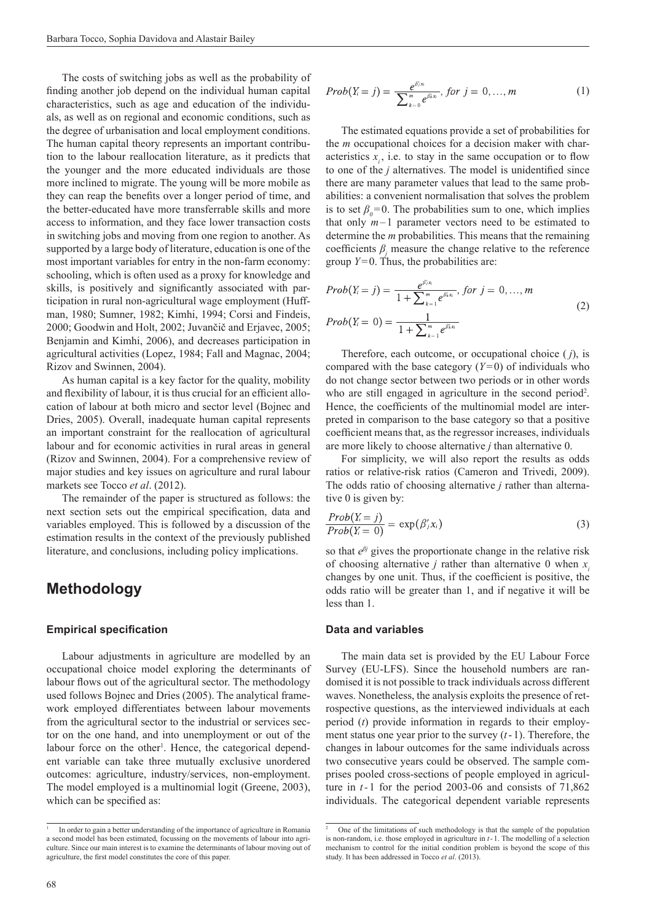The costs of switching jobs as well as the probability of finding another job depend on the individual human capital characteristics, such as age and education of the individuals, as well as on regional and economic conditions, such as the degree of urbanisation and local employment conditions. The human capital theory represents an important contribution to the labour reallocation literature, as it predicts that the younger and the more educated individuals are those more inclined to migrate. The young will be more mobile as they can reap the benefits over a longer period of time, and the better-educated have more transferrable skills and more access to information, and they face lower transaction costs in switching jobs and moving from one region to another. As supported by a large body of literature, education is one of the most important variables for entry in the non-farm economy: schooling, which is often used as a proxy for knowledge and skills, is positively and significantly associated with participation in rural non-agricultural wage employment (Huffman, 1980; Sumner, 1982; Kimhi, 1994; Corsi and Findeis, 2000; Goodwin and Holt, 2002; Juvančič and Erjavec, 2005; Benjamin and Kimhi, 2006), and decreases participation in agricultural activities (Lopez, 1984; Fall and Magnac, 2004; Rizov and Swinnen, 2004).

As human capital is a key factor for the quality, mobility and flexibility of labour, it is thus crucial for an efficient allocation of labour at both micro and sector level (Bojnec and Dries, 2005). Overall, inadequate human capital represents an important constraint for the reallocation of agricultural labour and for economic activities in rural areas in general (Rizov and Swinnen, 2004). For a comprehensive review of major studies and key issues on agriculture and rural labour markets see Tocco *et al*. (2012).

The remainder of the paper is structured as follows: the next section sets out the empirical specification, data and variables employed. This is followed by a discussion of the estimation results in the context of the previously published literature, and conclusions, including policy implications.

## Methodology

### Empirical specification

Labour adjustments in agriculture are modelled by an occupational choice model exploring the determinants of labour flows out of the agricultural sector. The methodology used follows Bojnec and Dries (2005). The analytical framework employed differentiates between labour movements from the agricultural sector to the industrial or services sector on the one hand, and into unemployment or out of the labour force on the other[1]. Hence, the categorical dependent variable can take three mutually exclusive unordered outcomes: agriculture, industry/services, non-employment. The model employed is a multinomial logit (Greene, 2003), which can be specified as:

$$Prob(Y_i = j) = \frac{e^{\beta_j' x_i}}{\sum_{k=0}^{m} e^{\beta_k' x_i}}, \; for \; j = 0, \ldots, m \qquad (1)$$

The estimated equations provide a set of probabilities for the $m$ occupational choices for a decision maker with characteristics $x_i$, i.e. to stay in the same occupation or to flow to one of the $j$ alternatives. The model is unidentified since there are many parameter values that lead to the same probabilities: a convenient normalisation that solves the problem is to set $\beta_0 = 0$. The probabilities sum to one, which implies that only $m-1$ parameter vectors need to be estimated to determine the $m$ probabilities. This means that the remaining coefficients $\beta_j$ measure the change relative to the reference group $Y=0$. Thus, the probabilities are:

$$Prob(Y_i = j) = \frac{e^{\beta_j' x_i}}{1 + \sum_{k=1}^{m} e^{\beta_k' x_i}}, \; for \; j = 0, \ldots, m$$
$$Prob(Y_i = 0) = \frac{1}{1 + \sum_{k=1}^{m} e^{\beta_k' x_i}} \qquad (2)$$

Therefore, each outcome, or occupational choice ($j$), is compared with the base category ($Y=0$) of individuals who do not change sector between two periods or in other words who are still engaged in agriculture in the second period[2]. Hence, the coefficients of the multinomial model are interpreted in comparison to the base category so that a positive coefficient means that, as the regressor increases, individuals are more likely to choose alternative $j$ than alternative 0.

For simplicity, we will also report the results as odds ratios or relative-risk ratios (Cameron and Trivedi, 2009). The odds ratio of choosing alternative $j$ rather than alternative 0 is given by:

$$\frac{Prob(Y_i = j)}{Prob(Y_i = 0)} = \exp(\beta_j' x_i) \qquad (3)$$

so that $e^{\beta j}$ gives the proportionate change in the relative risk of choosing alternative $j$ rather than alternative 0 when $x_i$ changes by one unit. Thus, if the coefficient is positive, the odds ratio will be greater than 1, and if negative it will be less than 1.

### Data and variables

The main data set is provided by the EU Labour Force Survey (EU-LFS). Since the household numbers are randomised it is not possible to track individuals across different waves. Nonetheless, the analysis exploits the presence of retrospective questions, as the interviewed individuals at each period ($t$) provide information in regards to their employment status one year prior to the survey ($t-1$). Therefore, the changes in labour outcomes for the same individuals across two consecutive years could be observed. The sample comprises pooled cross-sections of people employed in agriculture in $t-1$ for the period 2003-06 and consists of 71,862 individuals. The categorical dependent variable represents

[1] In order to gain a better understanding of the importance of agriculture in Romania a second model has been estimated, focussing on the movements of labour into agriculture. Since our main interest is to examine the determinants of labour moving out of agriculture, the first model constitutes the core of this paper.

[2] One of the limitations of such methodology is that the sample of the population is non-random, i.e. those employed in agriculture in $t-1$. The modelling of a selection mechanism to control for the initial condition problem is beyond the scope of this study. It has been addressed in Tocco *et al*. (2013).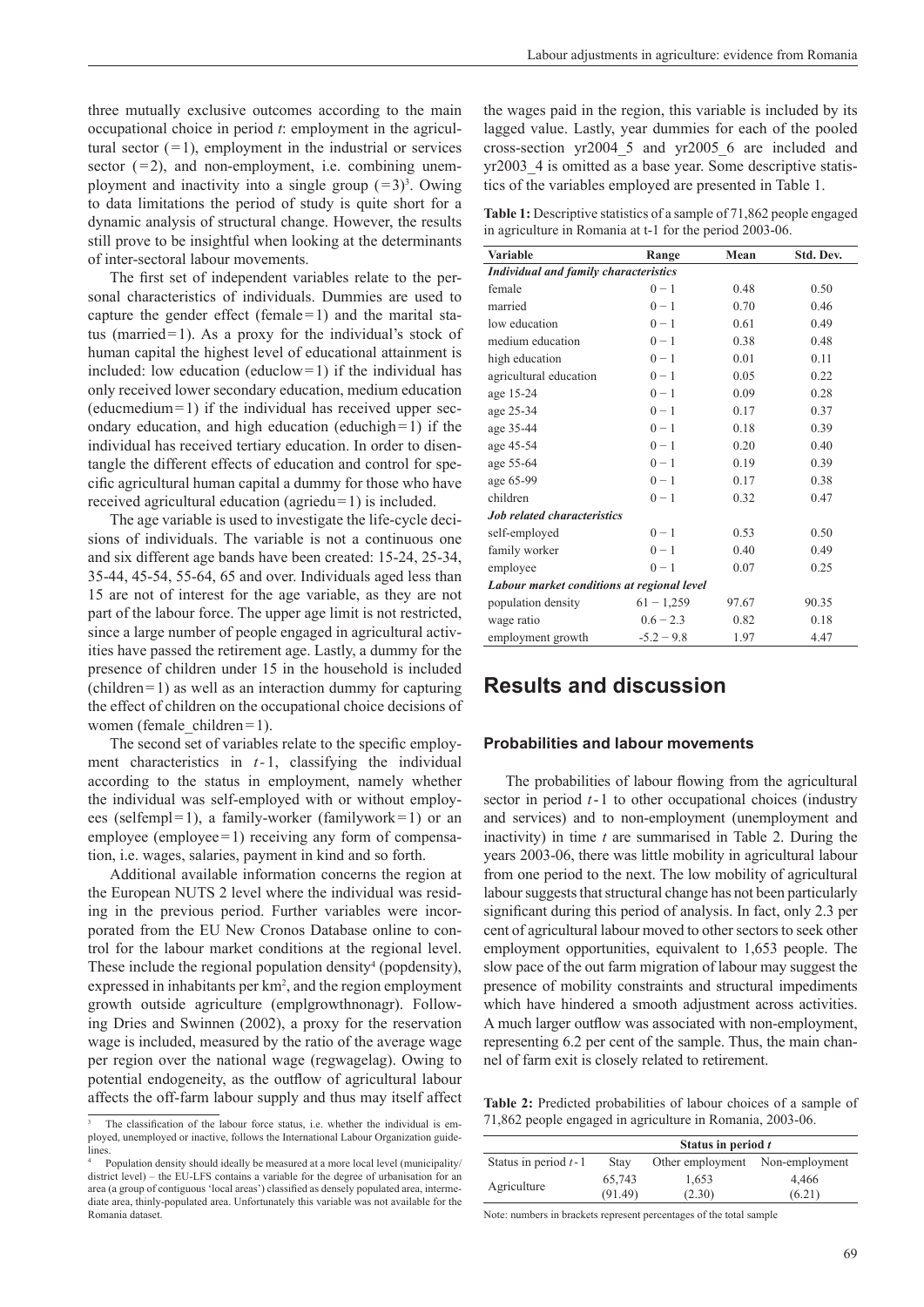three mutually exclusive outcomes according to the main occupational choice in period $t$: employment in the agricultural sector (=1), employment in the industrial or services sector (=2), and non-employment, i.e. combining unemployment and inactivity into a single group (=3)[3]. Owing to data limitations the period of study is quite short for a dynamic analysis of structural change. However, the results still prove to be insightful when looking at the determinants of inter-sectoral labour movements.

The first set of independent variables relate to the personal characteristics of individuals. Dummies are used to capture the gender effect (female=1) and the marital status (married=1). As a proxy for the individual's stock of human capital the highest level of educational attainment is included: low education (educlow=1) if the individual has only received lower secondary education, medium education (educmedium=1) if the individual has received upper secondary education, and high education (educhigh=1) if the individual has received tertiary education. In order to disentangle the different effects of education and control for specific agricultural human capital a dummy for those who have received agricultural education (agriedu=1) is included.

The age variable is used to investigate the life-cycle decisions of individuals. The variable is not a continuous one and six different age bands have been created: 15-24, 25-34, 35-44, 45-54, 55-64, 65 and over. Individuals aged less than 15 are not of interest for the age variable, as they are not part of the labour force. The upper age limit is not restricted, since a large number of people engaged in agricultural activities have passed the retirement age. Lastly, a dummy for the presence of children under 15 in the household is included (children=1) as well as an interaction dummy for capturing the effect of children on the occupational choice decisions of women (female_children=1).

The second set of variables relate to the specific employment characteristics in $t-1$, classifying the individual according to the status in employment, namely whether the individual was self-employed with or without employees (selfempl=1), a family-worker (familywork=1) or an employee (employee=1) receiving any form of compensation, i.e. wages, salaries, payment in kind and so forth.

Additional available information concerns the region at the European NUTS 2 level where the individual was residing in the previous period. Further variables were incorporated from the EU New Cronos Database online to control for the labour market conditions at the regional level. These include the regional population density[4] (popdensity), expressed in inhabitants per km$^2$, and the region employment growth outside agriculture (emplgrowthnonagr). Following Dries and Swinnen (2002), a proxy for the reservation wage is included, measured by the ratio of the average wage per region over the national wage (regwagelag). Owing to potential endogeneity, as the outflow of agricultural labour affects the off-farm labour supply and thus may itself affect the wages paid in the region, this variable is included by its lagged value. Lastly, year dummies for each of the pooled cross-section yr2004_5 and yr2005_6 are included and yr2003_4 is omitted as a base year. Some descriptive statistics of the variables employed are presented in Table 1.

**Table 1:** Descriptive statistics of a sample of 71,862 people engaged in agriculture in Romania at t-1 for the period 2003-06.

| Variable | Range | Mean | Std. Dev. |
|---|---|---|---|
| ***Individual and family characteristics*** | | | |
| female | 0 – 1 | 0.48 | 0.50 |
| married | 0 – 1 | 0.70 | 0.46 |
| low education | 0 – 1 | 0.61 | 0.49 |
| medium education | 0 – 1 | 0.38 | 0.48 |
| high education | 0 – 1 | 0.01 | 0.11 |
| agricultural education | 0 – 1 | 0.05 | 0.22 |
| age 15-24 | 0 – 1 | 0.09 | 0.28 |
| age 25-34 | 0 – 1 | 0.17 | 0.37 |
| age 35-44 | 0 – 1 | 0.18 | 0.39 |
| age 45-54 | 0 – 1 | 0.20 | 0.40 |
| age 55-64 | 0 – 1 | 0.19 | 0.39 |
| age 65-99 | 0 – 1 | 0.17 | 0.38 |
| children | 0 – 1 | 0.32 | 0.47 |
| ***Job related characteristics*** | | | |
| self-employed | 0 – 1 | 0.53 | 0.50 |
| family worker | 0 – 1 | 0.40 | 0.49 |
| employee | 0 – 1 | 0.07 | 0.25 |
| ***Labour market conditions at regional level*** | | | |
| population density | 61 – 1,259 | 97.67 | 90.35 |
| wage ratio | 0.6 – 2.3 | 0.82 | 0.18 |
| employment growth | -5.2 – 9.8 | 1.97 | 4.47 |

# Results and discussion

### Probabilities and labour movements

The probabilities of labour flowing from the agricultural sector in period $t-1$ to other occupational choices (industry and services) and to non-employment (unemployment and inactivity) in time $t$ are summarised in Table 2. During the years 2003-06, there was little mobility in agricultural labour from one period to the next. The low mobility of agricultural labour suggests that structural change has not been particularly significant during this period of analysis. In fact, only 2.3 per cent of agricultural labour moved to other sectors to seek other employment opportunities, equivalent to 1,653 people. The slow pace of the out farm migration of labour may suggest the presence of mobility constraints and structural impediments which have hindered a smooth adjustment across activities. A much larger outflow was associated with non-employment, representing 6.2 per cent of the sample. Thus, the main channel of farm exit is closely related to retirement.

**Table 2:** Predicted probabilities of labour choices of a sample of 71,862 people engaged in agriculture in Romania, 2003-06.

| | Status in period $t$ | | |
|---|---|---|---|
| Status in period $t-1$ | Stay | Other employment | Non-employment |
| Agriculture | 65,743 (91.49) | 1,653 (2.30) | 4,466 (6.21) |

Note: numbers in brackets represent percentages of the total sample

[3] The classification of the labour force status, i.e. whether the individual is employed, unemployed or inactive, follows the International Labour Organization guidelines.

[4] Population density should ideally be measured at a more local level (municipality/district level) – the EU-LFS contains a variable for the degree of urbanisation for an area (a group of contiguous 'local areas') classified as densely populated area, intermediate area, thinly-populated area. Unfortunately this variable was not available for the Romania dataset.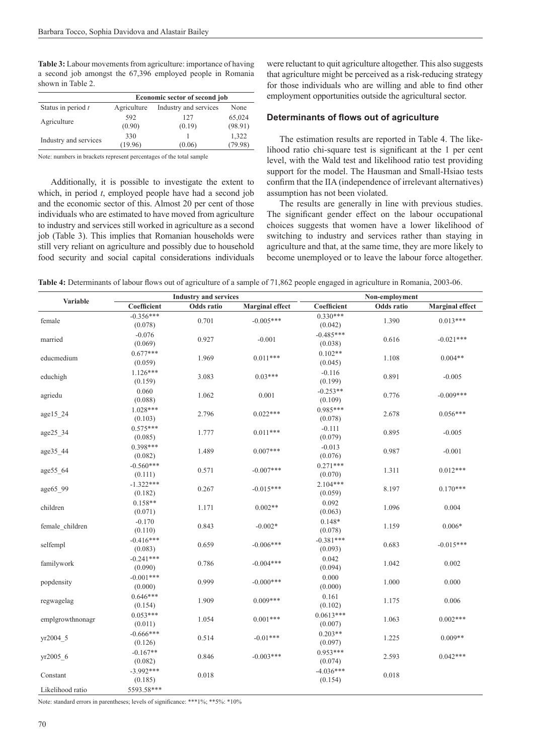**Table 3:** Labour movements from agriculture: importance of having a second job amongst the 67,396 employed people in Romania shown in Table 2.

| | Economic sector of second job | | |
|---|---|---|---|
| Status in period *t* | Agriculture | Industry and services | None |
| Agriculture | 592<br>(0.90) | 127<br>(0.19) | 65,024<br>(98.91) |
| Industry and services | 330<br>(19.96) | 1<br>(0.06) | 1,322<br>(79.98) |

Note: numbers in brackets represent percentages of the total sample

Additionally, it is possible to investigate the extent to which, in period *t*, employed people have had a second job and the economic sector of this. Almost 20 per cent of those individuals who are estimated to have moved from agriculture to industry and services still worked in agriculture as a second job (Table 3). This implies that Romanian households were still very reliant on agriculture and possibly due to household food security and social capital considerations individuals were reluctant to quit agriculture altogether. This also suggests that agriculture might be perceived as a risk-reducing strategy for those individuals who are willing and able to find other employment opportunities outside the agricultural sector.

### Determinants of flows out of agriculture

The estimation results are reported in Table 4. The likelihood ratio chi-square test is significant at the 1 per cent level, with the Wald test and likelihood ratio test providing support for the model. The Hausman and Small-Hsiao tests confirm that the IIA (independence of irrelevant alternatives) assumption has not been violated.

The results are generally in line with previous studies. The significant gender effect on the labour occupational choices suggests that women have a lower likelihood of switching to industry and services rather than staying in agriculture and that, at the same time, they are more likely to become unemployed or to leave the labour force altogether.

**Table 4:** Determinants of labour flows out of agriculture of a sample of 71,862 people engaged in agriculture in Romania, 2003-06.

| Variable | Industry and services | | | Non-employment | | |
|---|---|---|---|---|---|---|
| | Coefficient | Odds ratio | Marginal effect | Coefficient | Odds ratio | Marginal effect |
| female | -0.356***<br>(0.078) | 0.701 | -0.005*** | 0.330***<br>(0.042) | 1.390 | 0.013*** |
| married | -0.076<br>(0.069) | 0.927 | -0.001 | -0.485***<br>(0.038) | 0.616 | -0.021*** |
| educmedium | 0.677***<br>(0.059) | 1.969 | 0.011*** | 0.102**<br>(0.045) | 1.108 | 0.004** |
| educhigh | 1.126***<br>(0.159) | 3.083 | 0.03*** | -0.116<br>(0.199) | 0.891 | -0.005 |
| agriedu | 0.060<br>(0.088) | 1.062 | 0.001 | -0.253**<br>(0.109) | 0.776 | -0.009*** |
| age15_24 | 1.028***<br>(0.103) | 2.796 | 0.022*** | 0.985***<br>(0.078) | 2.678 | 0.056*** |
| age25_34 | 0.575***<br>(0.085) | 1.777 | 0.011*** | -0.111<br>(0.079) | 0.895 | -0.005 |
| age35_44 | 0.398***<br>(0.082) | 1.489 | 0.007*** | -0.013<br>(0.076) | 0.987 | -0.001 |
| age55_64 | -0.560***<br>(0.111) | 0.571 | -0.007*** | 0.271***<br>(0.070) | 1.311 | 0.012*** |
| age65_99 | -1.322***<br>(0.182) | 0.267 | -0.015*** | 2.104***<br>(0.059) | 8.197 | 0.170*** |
| children | 0.158**<br>(0.071) | 1.171 | 0.002** | 0.092<br>(0.063) | 1.096 | 0.004 |
| female_children | -0.170<br>(0.110) | 0.843 | -0.002* | 0.148*<br>(0.078) | 1.159 | 0.006* |
| selfempl | -0.416***<br>(0.083) | 0.659 | -0.006*** | -0.381***<br>(0.093) | 0.683 | -0.015*** |
| familywork | -0.241***<br>(0.090) | 0.786 | -0.004*** | 0.042<br>(0.094) | 1.042 | 0.002 |
| popdensity | -0.001***<br>(0.000) | 0.999 | -0.000*** | 0.000<br>(0.000) | 1.000 | 0.000 |
| regwagelag | 0.646***<br>(0.154) | 1.909 | 0.009*** | 0.161<br>(0.102) | 1.175 | 0.006 |
| emplgrowthnonagr | 0.053***<br>(0.011) | 1.054 | 0.001*** | 0.0613***<br>(0.007) | 1.063 | 0.002*** |
| yr2004_5 | -0.666***<br>(0.126) | 0.514 | -0.01*** | 0.203**<br>(0.097) | 1.225 | 0.009** |
| yr2005_6 | -0.167**<br>(0.082) | 0.846 | -0.003*** | 0.953***<br>(0.074) | 2.593 | 0.042*** |
| Constant | -3.992***<br>(0.185) | 0.018 | | -4.036***<br>(0.154) | 0.018 | |
| Likelihood ratio | 5593.58*** | | | | | |

Note: standard errors in parentheses; levels of significance: ***1%; **5%: *10%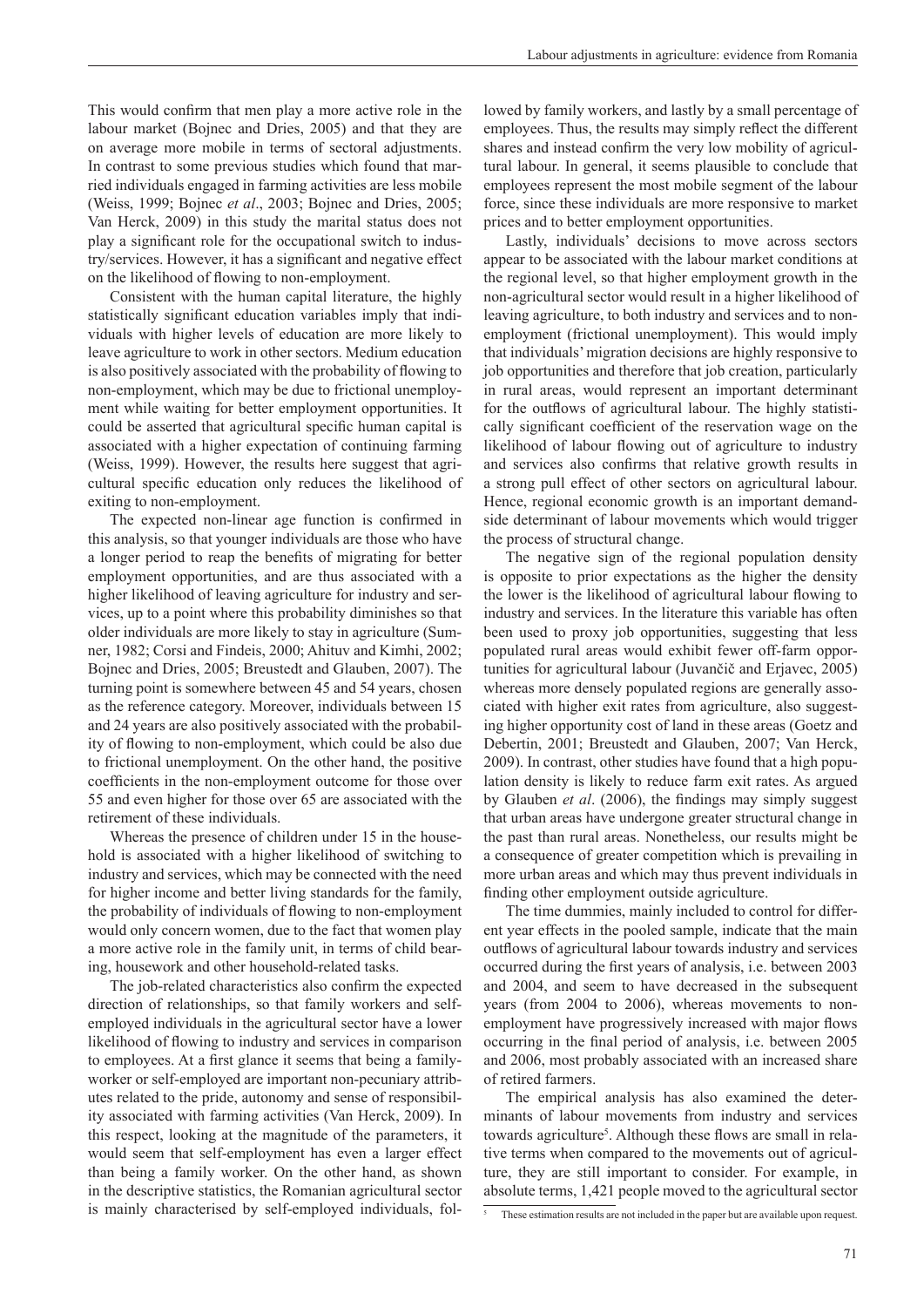This would confirm that men play a more active role in the labour market (Bojnec and Dries, 2005) and that they are on average more mobile in terms of sectoral adjustments. In contrast to some previous studies which found that married individuals engaged in farming activities are less mobile (Weiss, 1999; Bojnec *et al*., 2003; Bojnec and Dries, 2005; Van Herck, 2009) in this study the marital status does not play a significant role for the occupational switch to industry/services. However, it has a significant and negative effect on the likelihood of flowing to non-employment.

Consistent with the human capital literature, the highly statistically significant education variables imply that individuals with higher levels of education are more likely to leave agriculture to work in other sectors. Medium education is also positively associated with the probability of flowing to non-employment, which may be due to frictional unemployment while waiting for better employment opportunities. It could be asserted that agricultural specific human capital is associated with a higher expectation of continuing farming (Weiss, 1999). However, the results here suggest that agricultural specific education only reduces the likelihood of exiting to non-employment.

The expected non-linear age function is confirmed in this analysis, so that younger individuals are those who have a longer period to reap the benefits of migrating for better employment opportunities, and are thus associated with a higher likelihood of leaving agriculture for industry and services, up to a point where this probability diminishes so that older individuals are more likely to stay in agriculture (Sumner, 1982; Corsi and Findeis, 2000; Ahituv and Kimhi, 2002; Bojnec and Dries, 2005; Breustedt and Glauben, 2007). The turning point is somewhere between 45 and 54 years, chosen as the reference category. Moreover, individuals between 15 and 24 years are also positively associated with the probability of flowing to non-employment, which could be also due to frictional unemployment. On the other hand, the positive coefficients in the non-employment outcome for those over 55 and even higher for those over 65 are associated with the retirement of these individuals.

Whereas the presence of children under 15 in the household is associated with a higher likelihood of switching to industry and services, which may be connected with the need for higher income and better living standards for the family, the probability of individuals of flowing to non-employment would only concern women, due to the fact that women play a more active role in the family unit, in terms of child bearing, housework and other household-related tasks.

The job-related characteristics also confirm the expected direction of relationships, so that family workers and self-employed individuals in the agricultural sector have a lower likelihood of flowing to industry and services in comparison to employees. At a first glance it seems that being a family-worker or self-employed are important non-pecuniary attributes related to the pride, autonomy and sense of responsibility associated with farming activities (Van Herck, 2009). In this respect, looking at the magnitude of the parameters, it would seem that self-employment has even a larger effect than being a family worker. On the other hand, as shown in the descriptive statistics, the Romanian agricultural sector is mainly characterised by self-employed individuals, followed by family workers, and lastly by a small percentage of employees. Thus, the results may simply reflect the different shares and instead confirm the very low mobility of agricultural labour. In general, it seems plausible to conclude that employees represent the most mobile segment of the labour force, since these individuals are more responsive to market prices and to better employment opportunities.

Lastly, individuals' decisions to move across sectors appear to be associated with the labour market conditions at the regional level, so that higher employment growth in the non-agricultural sector would result in a higher likelihood of leaving agriculture, to both industry and services and to non-employment (frictional unemployment). This would imply that individuals' migration decisions are highly responsive to job opportunities and therefore that job creation, particularly in rural areas, would represent an important determinant for the outflows of agricultural labour. The highly statistically significant coefficient of the reservation wage on the likelihood of labour flowing out of agriculture to industry and services also confirms that relative growth results in a strong pull effect of other sectors on agricultural labour. Hence, regional economic growth is an important demand-side determinant of labour movements which would trigger the process of structural change.

The negative sign of the regional population density is opposite to prior expectations as the higher the density the lower is the likelihood of agricultural labour flowing to industry and services. In the literature this variable has often been used to proxy job opportunities, suggesting that less populated rural areas would exhibit fewer off-farm opportunities for agricultural labour (Juvančič and Erjavec, 2005) whereas more densely populated regions are generally associated with higher exit rates from agriculture, also suggesting higher opportunity cost of land in these areas (Goetz and Debertin, 2001; Breustedt and Glauben, 2007; Van Herck, 2009). In contrast, other studies have found that a high population density is likely to reduce farm exit rates. As argued by Glauben *et al*. (2006), the findings may simply suggest that urban areas have undergone greater structural change in the past than rural areas. Nonetheless, our results might be a consequence of greater competition which is prevailing in more urban areas and which may thus prevent individuals in finding other employment outside agriculture.

The time dummies, mainly included to control for different year effects in the pooled sample, indicate that the main outflows of agricultural labour towards industry and services occurred during the first years of analysis, i.e. between 2003 and 2004, and seem to have decreased in the subsequent years (from 2004 to 2006), whereas movements to non-employment have progressively increased with major flows occurring in the final period of analysis, i.e. between 2005 and 2006, most probably associated with an increased share of retired farmers.

The empirical analysis has also examined the determinants of labour movements from industry and services towards agriculture[5]. Although these flows are small in relative terms when compared to the movements out of agriculture, they are still important to consider. For example, in absolute terms, 1,421 people moved to the agricultural sector

[5] These estimation results are not included in the paper but are available upon request.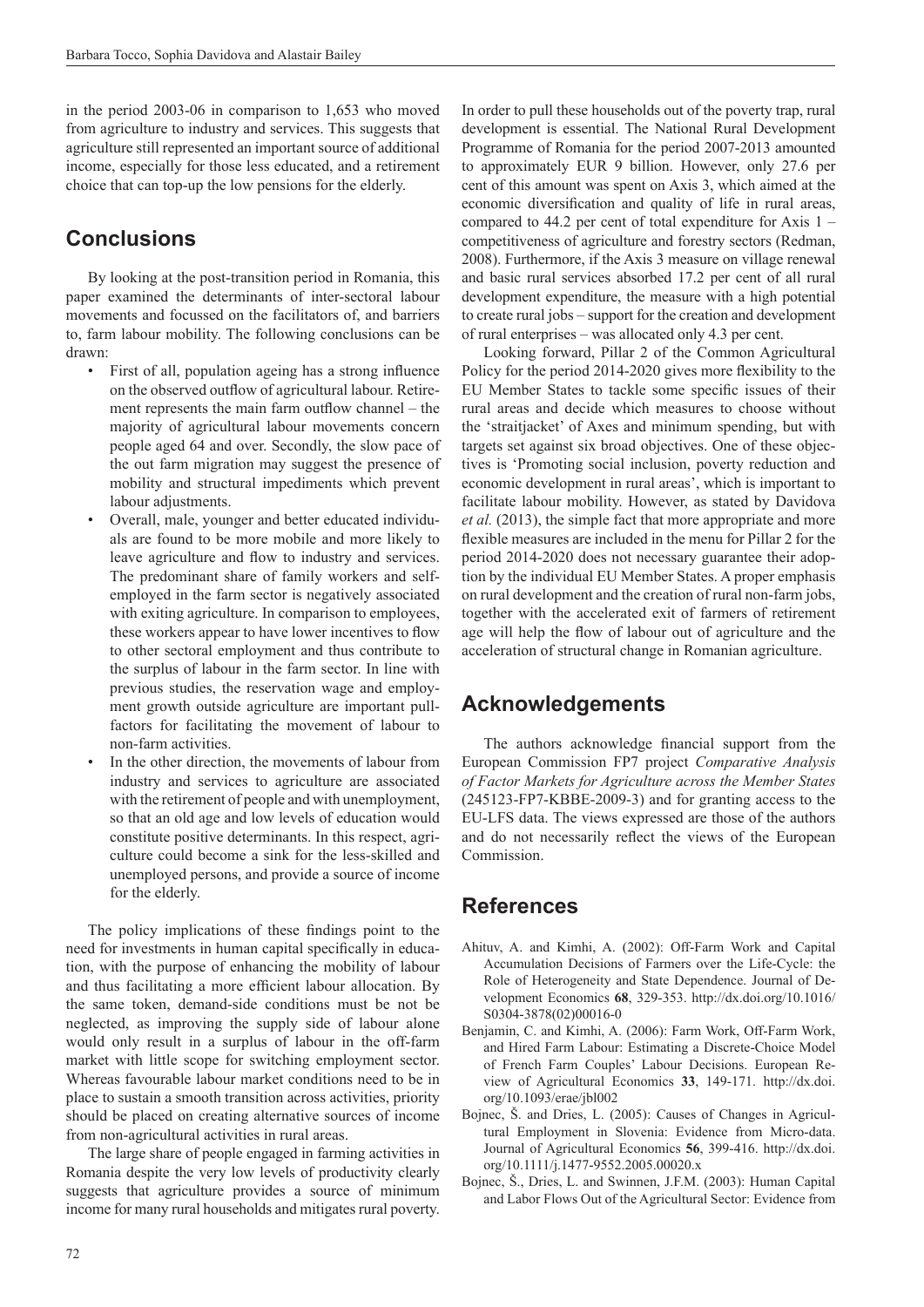in the period 2003-06 in comparison to 1,653 who moved from agriculture to industry and services. This suggests that agriculture still represented an important source of additional income, especially for those less educated, and a retirement choice that can top-up the low pensions for the elderly.

## Conclusions

By looking at the post-transition period in Romania, this paper examined the determinants of inter-sectoral labour movements and focussed on the facilitators of, and barriers to, farm labour mobility. The following conclusions can be drawn:

- First of all, population ageing has a strong influence on the observed outflow of agricultural labour. Retirement represents the main farm outflow channel – the majority of agricultural labour movements concern people aged 64 and over. Secondly, the slow pace of the out farm migration may suggest the presence of mobility and structural impediments which prevent labour adjustments.
- Overall, male, younger and better educated individuals are found to be more mobile and more likely to leave agriculture and flow to industry and services. The predominant share of family workers and self-employed in the farm sector is negatively associated with exiting agriculture. In comparison to employees, these workers appear to have lower incentives to flow to other sectoral employment and thus contribute to the surplus of labour in the farm sector. In line with previous studies, the reservation wage and employment growth outside agriculture are important pull-factors for facilitating the movement of labour to non-farm activities.
- In the other direction, the movements of labour from industry and services to agriculture are associated with the retirement of people and with unemployment, so that an old age and low levels of education would constitute positive determinants. In this respect, agriculture could become a sink for the less-skilled and unemployed persons, and provide a source of income for the elderly.

The policy implications of these findings point to the need for investments in human capital specifically in education, with the purpose of enhancing the mobility of labour and thus facilitating a more efficient labour allocation. By the same token, demand-side conditions must be not be neglected, as improving the supply side of labour alone would only result in a surplus of labour in the off-farm market with little scope for switching employment sector. Whereas favourable labour market conditions need to be in place to sustain a smooth transition across activities, priority should be placed on creating alternative sources of income from non-agricultural activities in rural areas.

The large share of people engaged in farming activities in Romania despite the very low levels of productivity clearly suggests that agriculture provides a source of minimum income for many rural households and mitigates rural poverty. In order to pull these households out of the poverty trap, rural development is essential. The National Rural Development Programme of Romania for the period 2007-2013 amounted to approximately EUR 9 billion. However, only 27.6 per cent of this amount was spent on Axis 3, which aimed at the economic diversification and quality of life in rural areas, compared to 44.2 per cent of total expenditure for Axis 1 – competitiveness of agriculture and forestry sectors (Redman, 2008). Furthermore, if the Axis 3 measure on village renewal and basic rural services absorbed 17.2 per cent of all rural development expenditure, the measure with a high potential to create rural jobs – support for the creation and development of rural enterprises – was allocated only 4.3 per cent.

Looking forward, Pillar 2 of the Common Agricultural Policy for the period 2014-2020 gives more flexibility to the EU Member States to tackle some specific issues of their rural areas and decide which measures to choose without the 'straitjacket' of Axes and minimum spending, but with targets set against six broad objectives. One of these objectives is 'Promoting social inclusion, poverty reduction and economic development in rural areas', which is important to facilitate labour mobility. However, as stated by Davidova *et al.* (2013), the simple fact that more appropriate and more flexible measures are included in the menu for Pillar 2 for the period 2014-2020 does not necessary guarantee their adoption by the individual EU Member States. A proper emphasis on rural development and the creation of rural non-farm jobs, together with the accelerated exit of farmers of retirement age will help the flow of labour out of agriculture and the acceleration of structural change in Romanian agriculture.

## Acknowledgements

The authors acknowledge financial support from the European Commission FP7 project *Comparative Analysis of Factor Markets for Agriculture across the Member States* (245123-FP7-KBBE-2009-3) and for granting access to the EU-LFS data. The views expressed are those of the authors and do not necessarily reflect the views of the European Commission.

## References

Ahituv, A. and Kimhi, A. (2002): Off-Farm Work and Capital Accumulation Decisions of Farmers over the Life-Cycle: the Role of Heterogeneity and State Dependence. Journal of Development Economics **68**, 329-353. http://dx.doi.org/10.1016/S0304-3878(02)00016-0

Benjamin, C. and Kimhi, A. (2006): Farm Work, Off-Farm Work, and Hired Farm Labour: Estimating a Discrete-Choice Model of French Farm Couples' Labour Decisions. European Review of Agricultural Economics **33**, 149-171. http://dx.doi.org/10.1093/erae/jbl002

Bojnec, Š. and Dries, L. (2005): Causes of Changes in Agricultural Employment in Slovenia: Evidence from Micro-data. Journal of Agricultural Economics **56**, 399-416. http://dx.doi.org/10.1111/j.1477-9552.2005.00020.x

Bojnec, Š., Dries, L. and Swinnen, J.F.M. (2003): Human Capital and Labor Flows Out of the Agricultural Sector: Evidence from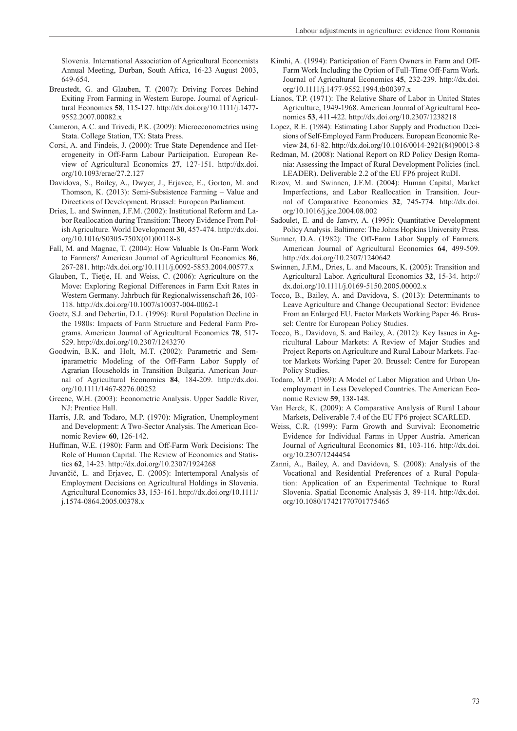Slovenia. International Association of Agricultural Economists Annual Meeting, Durban, South Africa, 16-23 August 2003, 649-654.

Breustedt, G. and Glauben, T. (2007): Driving Forces Behind Exiting From Farming in Western Europe. Journal of Agricultural Economics **58**, 115-127. http://dx.doi.org/10.1111/j.1477-9552.2007.00082.x

Cameron, A.C. and Trivedi, P.K. (2009): Microeconometrics using Stata. College Station, TX: Stata Press.

Corsi, A. and Findeis, J. (2000): True State Dependence and Heterogeneity in Off-Farm Labour Participation. European Review of Agricultural Economics **27**, 127-151. http://dx.doi.org/10.1093/erae/27.2.127

Davidova, S., Bailey, A., Dwyer, J., Erjavec, E., Gorton, M. and Thomson, K. (2013): Semi-Subsistence Farming – Value and Directions of Development. Brussel: European Parliament.

Dries, L. and Swinnen, J.F.M. (2002): Institutional Reform and Labor Reallocation during Transition: Theory Evidence From Polish Agriculture. World Development **30**, 457-474. http://dx.doi.org/10.1016/S0305-750X(01)00118-8

Fall, M. and Magnac, T. (2004): How Valuable Is On-Farm Work to Farmers? American Journal of Agricultural Economics **86**, 267-281. http://dx.doi.org/10.1111/j.0092-5853.2004.00577.x

Glauben, T., Tietje, H. and Weiss, C. (2006): Agriculture on the Move: Exploring Regional Differences in Farm Exit Rates in Western Germany. Jahrbuch für Regionalwissenschaft **26**, 103-118. http://dx.doi.org/10.1007/s10037-004-0062-1

Goetz, S.J. and Debertin, D.L. (1996): Rural Population Decline in the 1980s: Impacts of Farm Structure and Federal Farm Programs. American Journal of Agricultural Economics **78**, 517-529. http://dx.doi.org/10.2307/1243270

Goodwin, B.K. and Holt, M.T. (2002): Parametric and Semiparametric Modeling of the Off-Farm Labor Supply of Agrarian Households in Transition Bulgaria. American Journal of Agricultural Economics **84**, 184-209. http://dx.doi.org/10.1111/1467-8276.00252

Greene, W.H. (2003): Econometric Analysis. Upper Saddle River, NJ: Prentice Hall.

Harris, J.R. and Todaro, M.P. (1970): Migration, Unemployment and Development: A Two-Sector Analysis. The American Economic Review **60**, 126-142.

Huffman, W.E. (1980): Farm and Off-Farm Work Decisions: The Role of Human Capital. The Review of Economics and Statistics **62**, 14-23. http://dx.doi.org/10.2307/1924268

Juvančič, L. and Erjavec, E. (2005): Intertemporal Analysis of Employment Decisions on Agricultural Holdings in Slovenia. Agricultural Economics **33**, 153-161. http://dx.doi.org/10.1111/j.1574-0864.2005.00378.x

Kimhi, A. (1994): Participation of Farm Owners in Farm and Off-Farm Work Including the Option of Full-Time Off-Farm Work. Journal of Agricultural Economics **45**, 232-239. http://dx.doi.org/10.1111/j.1477-9552.1994.tb00397.x

Lianos, T.P. (1971): The Relative Share of Labor in United States Agriculture, 1949-1968. American Journal of Agricultural Economics **53**, 411-422. http://dx.doi.org/10.2307/1238218

Lopez, R.E. (1984): Estimating Labor Supply and Production Decisions of Self-Employed Farm Producers. European Economic Review **24**, 61-82. http://dx.doi.org/10.1016/0014-2921(84)90013-8

Redman, M. (2008): National Report on RD Policy Design Romania: Assessing the Impact of Rural Development Policies (incl. LEADER). Deliverable 2.2 of the EU FP6 project RuDI.

Rizov, M. and Swinnen, J.F.M. (2004): Human Capital, Market Imperfections, and Labor Reallocation in Transition. Journal of Comparative Economics **32**, 745-774. http://dx.doi.org/10.1016/j.jce.2004.08.002

Sadoulet, E. and de Janvry, A. (1995): Quantitative Development Policy Analysis. Baltimore: The Johns Hopkins University Press.

Sumner, D.A. (1982): The Off-Farm Labor Supply of Farmers. American Journal of Agricultural Economics **64**, 499-509. http://dx.doi.org/10.2307/1240642

Swinnen, J.F.M., Dries, L. and Macours, K. (2005): Transition and Agricultural Labor. Agricultural Economics **32**, 15-34. http://dx.doi.org/10.1111/j.0169-5150.2005.00002.x

Tocco, B., Bailey, A. and Davidova, S. (2013): Determinants to Leave Agriculture and Change Occupational Sector: Evidence From an Enlarged EU. Factor Markets Working Paper 46. Brussel: Centre for European Policy Studies.

Tocco, B., Davidova, S. and Bailey, A. (2012): Key Issues in Agricultural Labour Markets: A Review of Major Studies and Project Reports on Agriculture and Rural Labour Markets. Factor Markets Working Paper 20. Brussel: Centre for European Policy Studies.

Todaro, M.P. (1969): A Model of Labor Migration and Urban Unemployment in Less Developed Countries. The American Economic Review **59**, 138-148.

Van Herck, K. (2009): A Comparative Analysis of Rural Labour Markets, Deliverable 7.4 of the EU FP6 project SCARLED.

Weiss, C.R. (1999): Farm Growth and Survival: Econometric Evidence for Individual Farms in Upper Austria. American Journal of Agricultural Economics **81**, 103-116. http://dx.doi.org/10.2307/1244454

Zanni, A., Bailey, A. and Davidova, S. (2008): Analysis of the Vocational and Residential Preferences of a Rural Population: Application of an Experimental Technique to Rural Slovenia. Spatial Economic Analysis **3**, 89-114. http://dx.doi.org/10.1080/17421770701775465